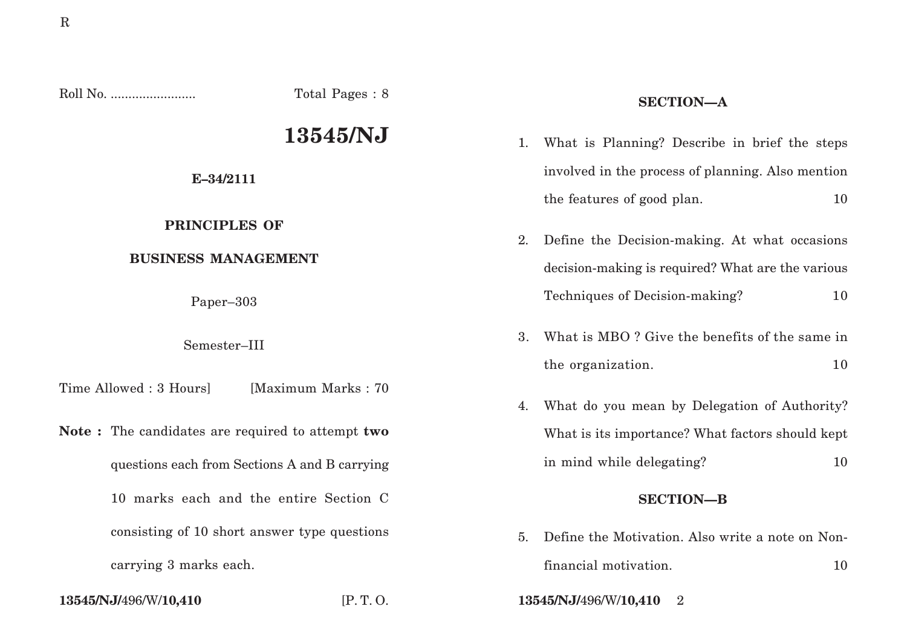Roll No. ........................ Total Pages : 8

# 13545/NJ

**E–34/2111**

**PRINCIPLES OF**

**BUSINESS MANAGEMENT**

Paper–303

Semester–III

Time Allowed : 3 Hours] [Maximum Marks : 70

**Note :** The candidates are required to attempt **two** questions each from Sections A and B carrying 10 marks each and the entire Section C consisting of 10 short answer type questions carrying 3 marks each.

## SECTION—A

1. What is Planning? Describe in brief the steps involved in the process of planning. Also mention the features of good plan. 10

2. Define the Decision-making. At what occasions decision-making is required? What are the various Techniques of Decision-making? 10

3. What is MBO ? Give the benefits of the same in the organization. 10

4. What do you mean by Delegation of Authority? What is its importance? What factors should kept in mind while delegating? 10

## SECTION—B

5. Define the Motivation. Also write a note on Non-financial motivation. 10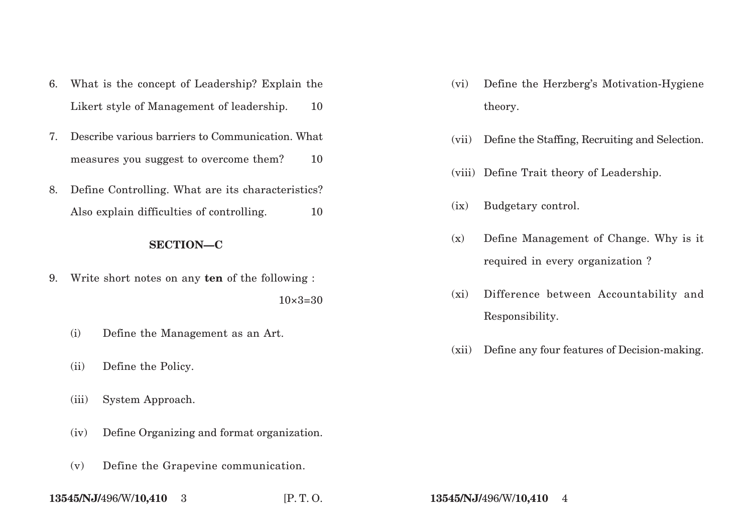6. What is the concept of Leadership? Explain the Likert style of Management of leadership. 10

7. Describe various barriers to Communication. What measures you suggest to overcome them? 10

8. Define Controlling. What are its characteristics? Also explain difficulties of controlling. 10

## SECTION—C

9. Write short notes on any **ten** of the following : 10×3=30

   (i) Define the Management as an Art.

   (ii) Define the Policy.

   (iii) System Approach.

   (iv) Define Organizing and format organization.

   (v) Define the Grapevine communication.

   (vi) Define the Herzberg's Motivation-Hygiene theory.

   (vii) Define the Staffing, Recruiting and Selection.

   (viii) Define Trait theory of Leadership.

   (ix) Budgetary control.

   (x) Define Management of Change. Why is it required in every organization ?

   (xi) Difference between Accountability and Responsibility.

   (xii) Define any four features of Decision-making.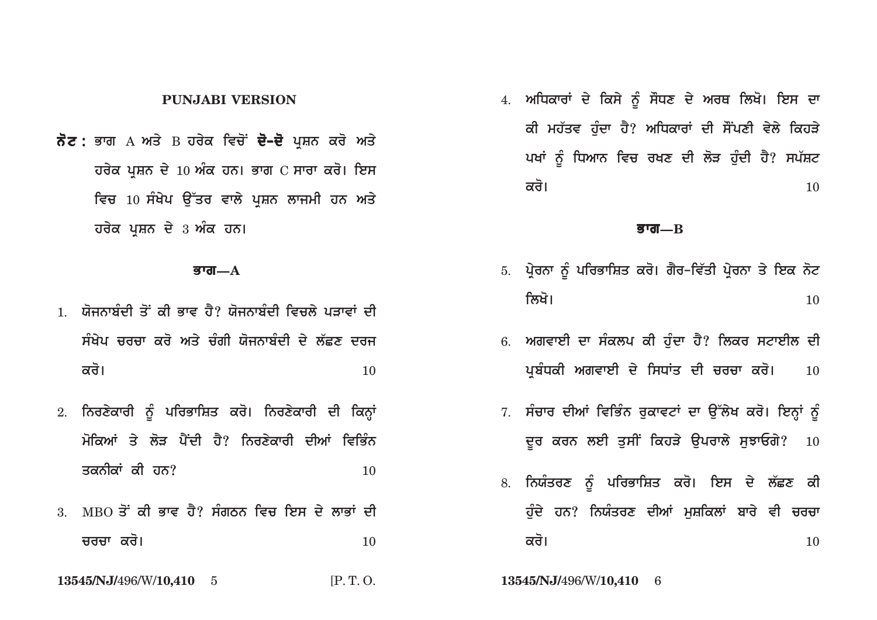## PUNJABI VERSION

**ਨੋਟ :** ਭਾਗ A ਅਤੇ B ਹਰੇਕ ਵਿਚੋਂ **ਦੋ-ਦੋ** ਪ੍ਰਸ਼ਨ ਕਰੋ ਅਤੇ ਹਰੇਕ ਪ੍ਰਸ਼ਨ ਦੇ 10 ਅੰਕ ਹਨ। ਭਾਗ C ਸਾਰਾ ਕਰੋ। ਇਸ ਵਿਚ 10 ਸੰਖੇਪ ਉੱਤਰ ਵਾਲੇ ਪ੍ਰਸ਼ਨ ਲਾਜਮੀ ਹਨ ਅਤੇ ਹਰੇਕ ਪ੍ਰਸ਼ਨ ਦੇ 3 ਅੰਕ ਹਨ।

### ਭਾਗ—A

1. ਯੋਜਨਾਬੰਦੀ ਤੋਂ ਕੀ ਭਾਵ ਹੈ? ਯੋਜਨਾਬੰਦੀ ਵਿਚਲੇ ਪੜਾਵਾਂ ਦੀ ਸੰਖੇਪ ਚਰਚਾ ਕਰੋ ਅਤੇ ਚੰਗੀ ਯੋਜਨਾਬੰਦੀ ਦੇ ਲੱਛਣ ਦਰਜ ਕਰੋ। 10

2. ਨਿਰਣੇਕਾਰੀ ਨੂੰ ਪਰਿਭਾਸ਼ਿਤ ਕਰੋ। ਨਿਰਣੇਕਾਰੀ ਦੀ ਕਿਨ੍ਹਾਂ ਮੋਕਿਆਂ ਤੇ ਲੋੜ ਪੈਂਦੀ ਹੈ? ਨਿਰਣੇਕਾਰੀ ਦੀਆਂ ਵਿਭਿੰਨ ਤਕਨੀਕਾਂ ਕੀ ਹਨ? 10

3. MBO ਤੋਂ ਕੀ ਭਾਵ ਹੈ? ਸੰਗਠਨ ਵਿਚ ਇਸ ਦੇ ਲਾਭਾਂ ਦੀ ਚਰਚਾ ਕਰੋ। 10

4. ਅਧਿਕਾਰਾਂ ਦੇ ਕਿਸੇ ਨੂੰ ਸੌਂਧਣ ਦੇ ਅਰਥ ਲਿਖੋ। ਇਸ ਦਾ ਕੀ ਮਹੱਤਵ ਹੁੰਦਾ ਹੈ? ਅਧਿਕਾਰਾਂ ਦੀ ਸੌਂਪਣੀ ਵੇਲੇ ਕਿਹੜੇ ਪਖਾਂ ਨੂੰ ਧਿਆਨ ਵਿਚ ਰਖਣ ਦੀ ਲੋੜ ਹੁੰਦੀ ਹੈ? ਸਪੱਸ਼ਟ ਕਰੋ। 10

### ਭਾਗ—B

5. ਪ੍ਰੇਰਨਾ ਨੂੰ ਪਰਿਭਾਸ਼ਿਤ ਕਰੋ। ਗੈਰ-ਵਿੱਤੀ ਪ੍ਰੇਰਨਾ ਤੇ ਇਕ ਨੋਟ ਲਿਖੋ। 10

6. ਅਗਵਾਈ ਦਾ ਸੰਕਲਪ ਕੀ ਹੁੰਦਾ ਹੈ? ਲਿਕਰ ਸਟਾਈਲ ਦੀ ਪ੍ਰਬੰਧਕੀ ਅਗਵਾਈ ਦੇ ਸਿਧਾਂਤ ਦੀ ਚਰਚਾ ਕਰੋ। 10

7. ਸੰਚਾਰ ਦੀਆਂ ਵਿਭਿੰਨ ਰੁਕਾਵਟਾਂ ਦਾ ਉੱਲੇਖ ਕਰੋ। ਇਨ੍ਹਾਂ ਨੂੰ ਦੂਰ ਕਰਨ ਲਈ ਤੁਸੀਂ ਕਿਹੜੇ ਉਪਰਾਲੇ ਸੁਝਾਓਗੇ? 10

8. ਨਿਯੰਤਰਣ ਨੂੰ ਪਰਿਭਾਸ਼ਿਤ ਕਰੋ। ਇਸ ਦੇ ਲੱਛਣ ਕੀ ਹੁੰਦੇ ਹਨ? ਨਿਯੰਤਰਣ ਦੀਆਂ ਮੁਸ਼ਕਿਲਾਂ ਬਾਰੇ ਵੀ ਚਰਚਾ ਕਰੋ। 10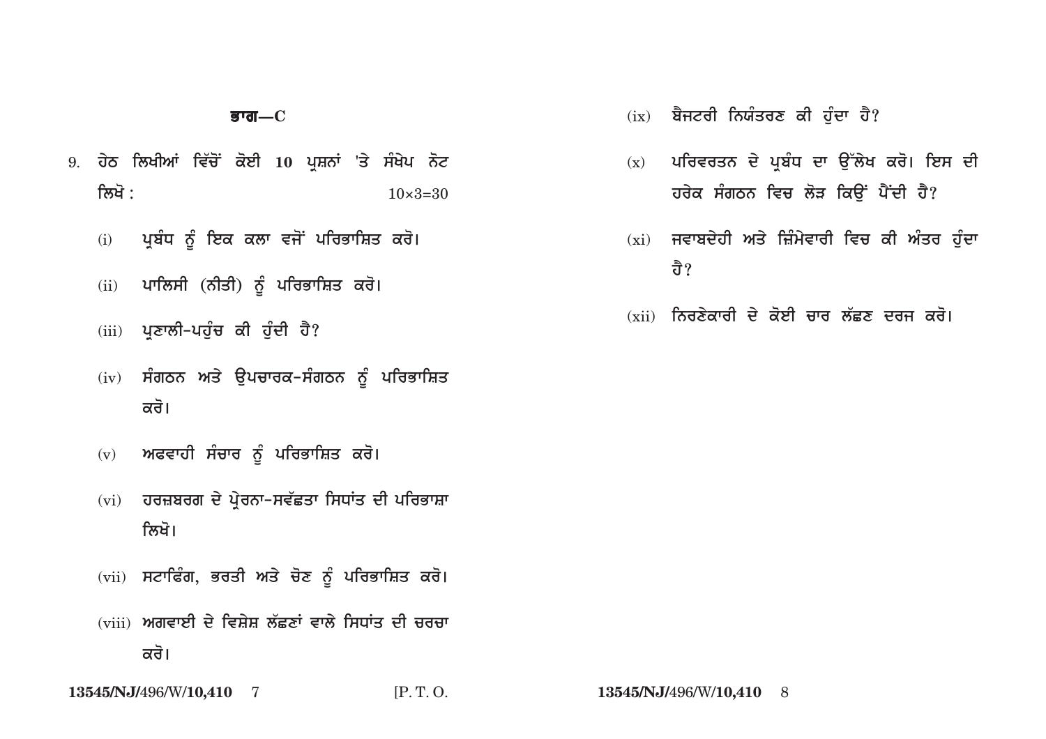## ਭਾਗ—C

9. ਹੇਠ ਲਿਖੀਆਂ ਵਿੱਚੋਂ ਕੋਈ **10** ਪ੍ਰਸ਼ਨਾਂ 'ਤੇ ਸੰਖੇਪ ਨੋਟ ਲਿਖੋ : 10×3=30

   (i) ਪ੍ਰਬੰਧ ਨੂੰ ਇਕ ਕਲਾ ਵਜੋਂ ਪਰਿਭਾਸ਼ਿਤ ਕਰੋ।

   (ii) ਪਾਲਿਸੀ (ਨੀਤੀ) ਨੂੰ ਪਰਿਭਾਸ਼ਿਤ ਕਰੋ।

   (iii) ਪ੍ਰਣਾਲੀ-ਪਹੁੰਚ ਕੀ ਹੁੰਦੀ ਹੈ?

   (iv) ਸੰਗਠਨ ਅਤੇ ਉਪਚਾਰਕ-ਸੰਗਠਨ ਨੂੰ ਪਰਿਭਾਸ਼ਿਤ ਕਰੋ।

   (v) ਅਫਵਾਹੀ ਸੰਚਾਰ ਨੂੰ ਪਰਿਭਾਸ਼ਿਤ ਕਰੋ।

   (vi) ਹਰਜ਼ਬਰਗ ਦੇ ਪ੍ਰੇਰਨਾ-ਸਵੱਛਤਾ ਸਿਧਾਂਤ ਦੀ ਪਰਿਭਾਸ਼ਾ ਲਿਖੋ।

   (vii) ਸਟਾਫਿੰਗ, ਭਰਤੀ ਅਤੇ ਚੋਣ ਨੂੰ ਪਰਿਭਾਸ਼ਿਤ ਕਰੋ।

   (viii) ਅਗਵਾਈ ਦੇ ਵਿਸ਼ੇਸ਼ ਲੱਛਣਾਂ ਵਾਲੇ ਸਿਧਾਂਤ ਦੀ ਚਰਚਾ ਕਰੋ।

   (ix) ਬੈਜਟਰੀ ਨਿਯੰਤਰਣ ਕੀ ਹੁੰਦਾ ਹੈ?

   (x) ਪਰਿਵਰਤਨ ਦੇ ਪ੍ਰਬੰਧ ਦਾ ਉੱਲੇਖ ਕਰੋ। ਇਸ ਦੀ ਹਰੇਕ ਸੰਗਠਨ ਵਿਚ ਲੋੜ ਕਿਉਂ ਪੈਂਦੀ ਹੈ?

   (xi) ਜਵਾਬਦੇਹੀ ਅਤੇ ਜ਼ਿੰਮੇਵਾਰੀ ਵਿਚ ਕੀ ਅੰਤਰ ਹੁੰਦਾ ਹੈ?

   (xii) ਨਿਰਣੇਕਾਰੀ ਦੇ ਕੋਈ ਚਾਰ ਲੱਛਣ ਦਰਜ ਕਰੋ।